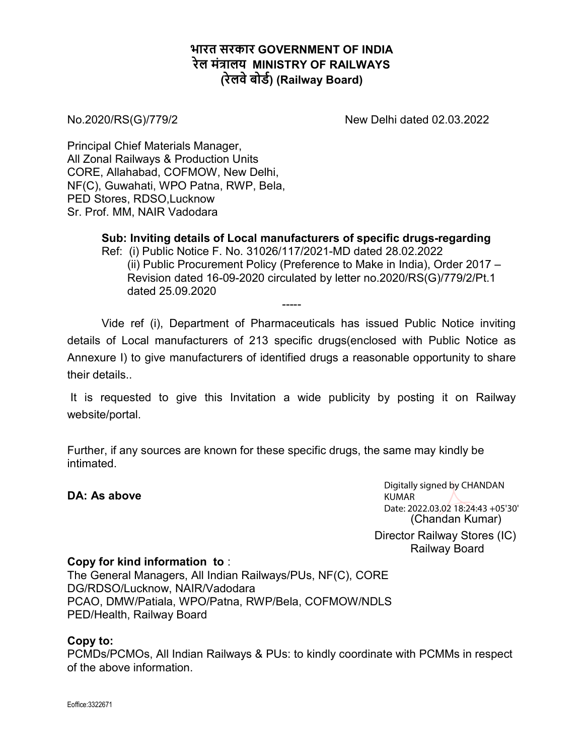# भारत सरकार GOVERNMENT OF INDIA
# रेल मंत्रालय MINISTRY OF RAILWAYS
# (रेलवे बोर्ड) (Railway Board)

No.2020/RS(G)/779/2 New Delhi dated 02.03.2022

Principal Chief Materials Manager,
All Zonal Railways & Production Units
CORE, Allahabad, COFMOW, New Delhi,
NF(C), Guwahati, WPO Patna, RWP, Bela,
PED Stores, RDSO,Lucknow
Sr. Prof. MM, NAIR Vadodara

**Sub: Inviting details of Local manufacturers of specific drugs-regarding**

Ref: (i) Public Notice F. No. 31026/117/2021-MD dated 28.02.2022
(ii) Public Procurement Policy (Preference to Make in India), Order 2017 – Revision dated 16-09-2020 circulated by letter no.2020/RS(G)/779/2/Pt.1 dated 25.09.2020

-----

Vide ref (i), Department of Pharmaceuticals has issued Public Notice inviting details of Local manufacturers of 213 specific drugs(enclosed with Public Notice as Annexure I) to give manufacturers of identified drugs a reasonable opportunity to share their details..

It is requested to give this Invitation a wide publicity by posting it on Railway website/portal.

Further, if any sources are known for these specific drugs, the same may kindly be intimated.

**DA: As above**

Digitally signed by CHANDAN KUMAR
Date: 2022.03.02 18:24:43 +05'30'
(Chandan Kumar)
Director Railway Stores (IC)
Railway Board

**Copy for kind information to** :
The General Managers, All Indian Railways/PUs, NF(C), CORE
DG/RDSO/Lucknow, NAIR/Vadodara
PCAO, DMW/Patiala, WPO/Patna, RWP/Bela, COFMOW/NDLS
PED/Health, Railway Board

**Copy to:**
PCMDs/PCMOs, All Indian Railways & PUs: to kindly coordinate with PCMMs in respect of the above information.

Eoffice:3322671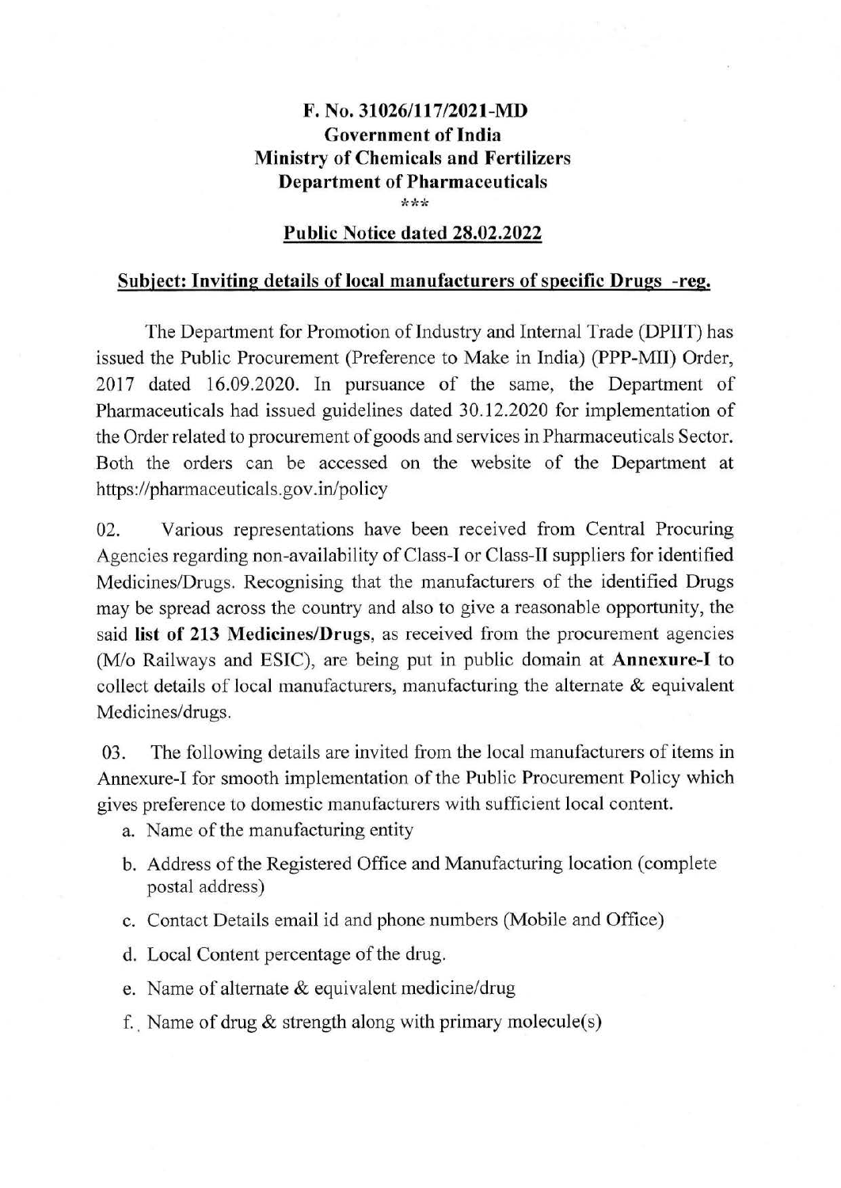**F. No. 31026/117/2021-MD**
**Government of India**
**Ministry of Chemicals and Fertilizers**
**Department of Pharmaceuticals**
\*\*\*

**Public Notice dated 28.02.2022**

**Subject: Inviting details of local manufacturers of specific Drugs -reg.**

The Department for Promotion of Industry and Internal Trade (DPIIT) has issued the Public Procurement (Preference to Make in India) (PPP-MII) Order, 2017 dated 16.09.2020. In pursuance of the same, the Department of Pharmaceuticals had issued guidelines dated 30.12.2020 for implementation of the Order related to procurement of goods and services in Pharmaceuticals Sector. Both the orders can be accessed on the website of the Department at https://pharmaceuticals.gov.in/policy

02. Various representations have been received from Central Procuring Agencies regarding non-availability of Class-I or Class-II suppliers for identified Medicines/Drugs. Recognising that the manufacturers of the identified Drugs may be spread across the country and also to give a reasonable opportunity, the said **list of 213 Medicines/Drugs**, as received from the procurement agencies (M/o Railways and ESIC), are being put in public domain at **Annexure-I** to collect details of local manufacturers, manufacturing the alternate & equivalent Medicines/drugs.

03. The following details are invited from the local manufacturers of items in Annexure-I for smooth implementation of the Public Procurement Policy which gives preference to domestic manufacturers with sufficient local content.

a. Name of the manufacturing entity
b. Address of the Registered Office and Manufacturing location (complete postal address)
c. Contact Details email id and phone numbers (Mobile and Office)
d. Local Content percentage of the drug.
e. Name of alternate & equivalent medicine/drug
f. Name of drug & strength along with primary molecule(s)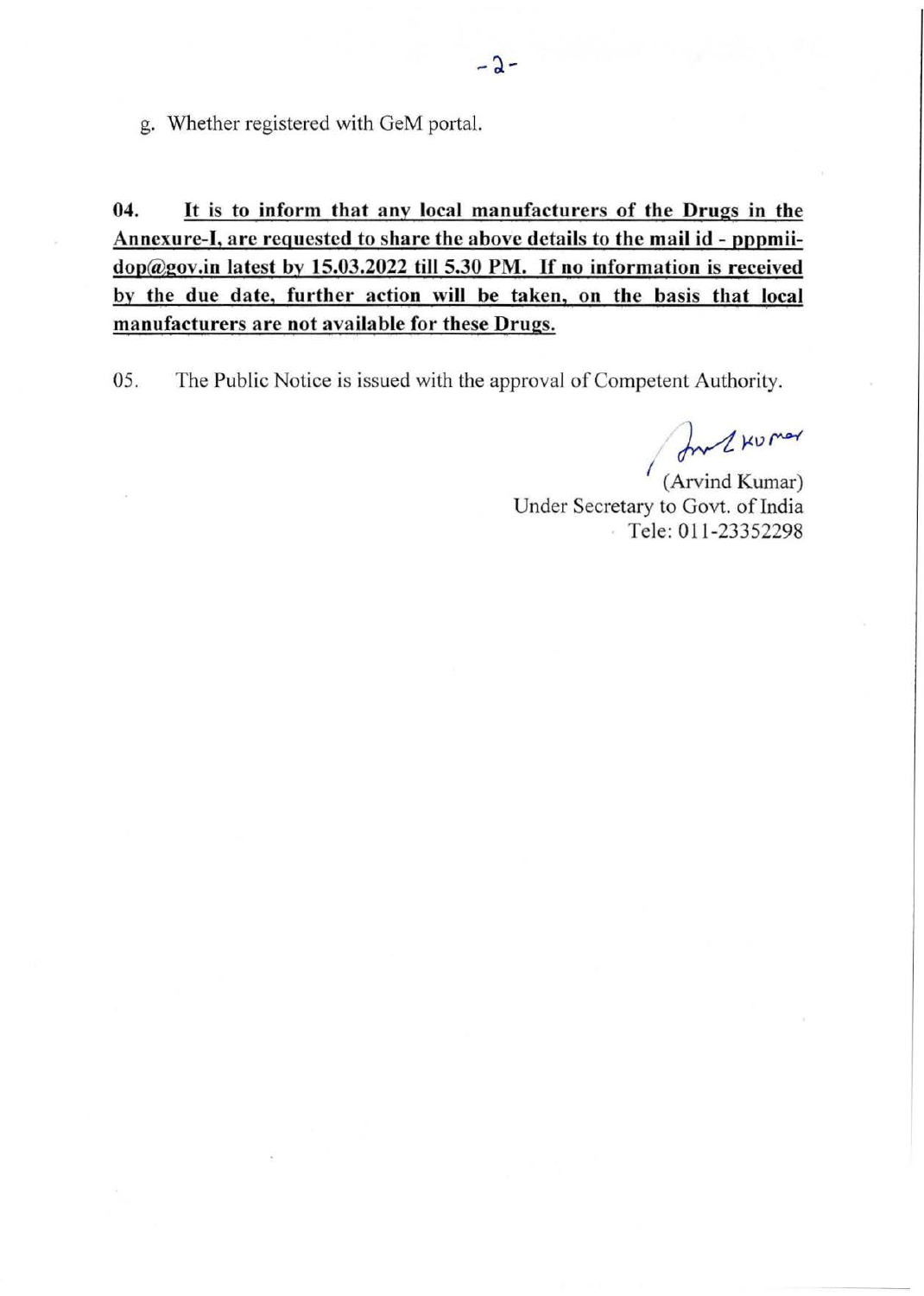g. Whether registered with GeM portal.

**04. It is to inform that any local manufacturers of the Drugs in the Annexure-I, are requested to share the above details to the mail id - pppmii-dop@gov.in latest by 15.03.2022 till 5.30 PM. If no information is received by the due date, further action will be taken, on the basis that local manufacturers are not available for these Drugs.**

05. The Public Notice is issued with the approval of Competent Authority.

(Arvind Kumar)
Under Secretary to Govt. of India
Tele: 011-23352298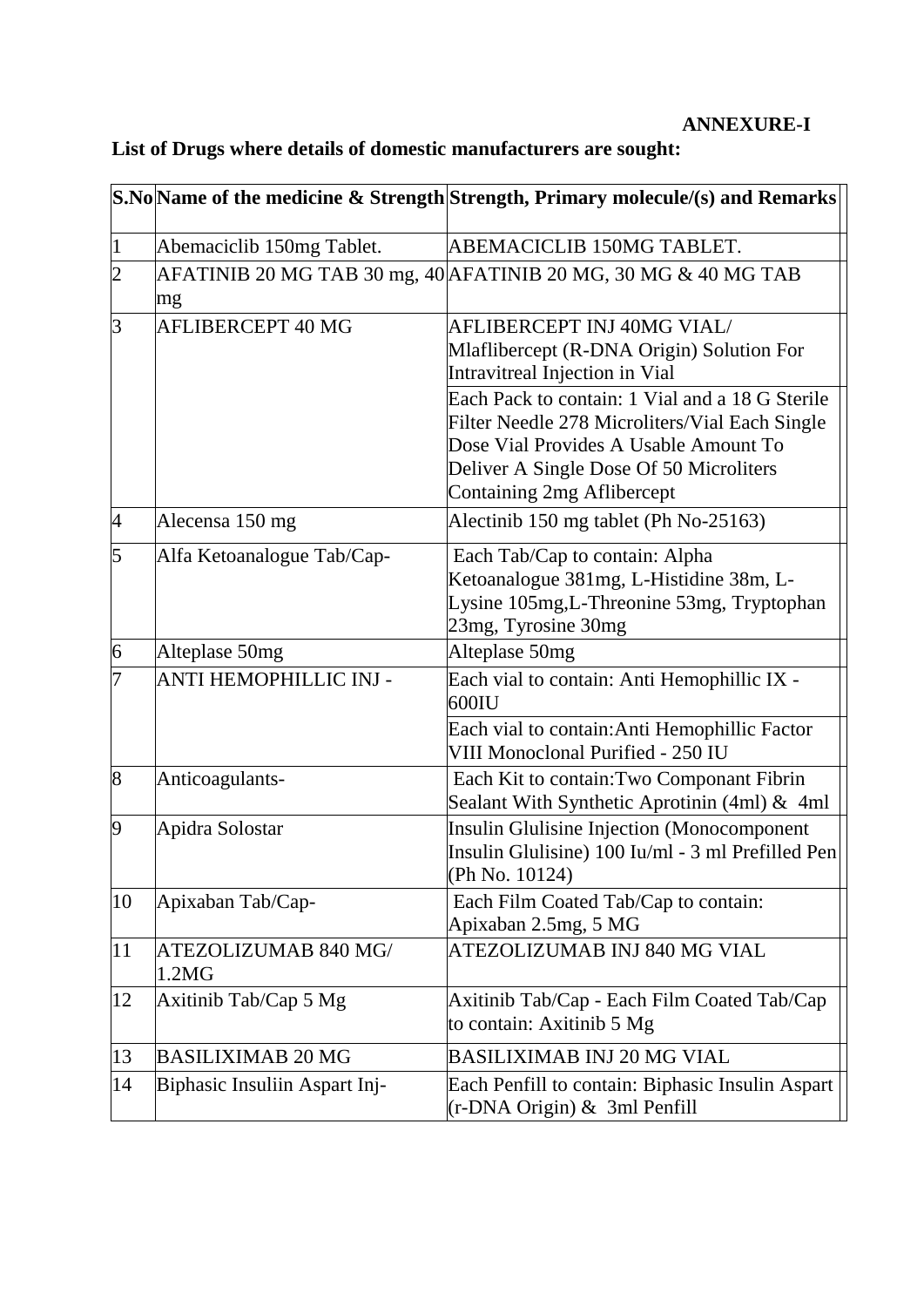**ANNEXURE-I**

**List of Drugs where details of domestic manufacturers are sought:**

| S.No | Name of the medicine & Strength | Strength, Primary molecule/(s) and Remarks |
|---|---|---|
| 1 | Abemaciclib 150mg Tablet. | ABEMACICLIB 150MG TABLET. |
| 2 | AFATINIB 20 MG TAB 30 mg, 40 mg | AFATINIB 20 MG, 30 MG & 40 MG TAB |
| 3 | AFLIBERCEPT 40 MG | AFLIBERCEPT INJ 40MG VIAL/ Mlaflibercept (R-DNA Origin) Solution For Intravitreal Injection in Vial |
| | | Each Pack to contain: 1 Vial and a 18 G Sterile Filter Needle 278 Microliters/Vial Each Single Dose Vial Provides A Usable Amount To Deliver A Single Dose Of 50 Microliters Containing 2mg Aflibercept |
| 4 | Alecensa 150 mg | Alectinib 150 mg tablet (Ph No-25163) |
| 5 | Alfa Ketoanalogue Tab/Cap- | Each Tab/Cap to contain: Alpha Ketoanalogue 381mg, L-Histidine 38m, L-Lysine 105mg,L-Threonine 53mg, Tryptophan 23mg, Tyrosine 30mg |
| 6 | Alteplase 50mg | Alteplase 50mg |
| 7 | ANTI HEMOPHILLIC INJ - | Each vial to contain: Anti Hemophillic IX - 600IU |
| | | Each vial to contain:Anti Hemophillic Factor VIII Monoclonal Purified - 250 IU |
| 8 | Anticoagulants- | Each Kit to contain:Two Componant Fibrin Sealant With Synthetic Aprotinin (4ml) & 4ml |
| 9 | Apidra Solostar | Insulin Glulisine Injection (Monocomponent Insulin Glulisine) 100 Iu/ml - 3 ml Prefilled Pen (Ph No. 10124) |
| 10 | Apixaban Tab/Cap- | Each Film Coated Tab/Cap to contain: Apixaban 2.5mg, 5 MG |
| 11 | ATEZOLIZUMAB 840 MG/ 1.2MG | ATEZOLIZUMAB INJ 840 MG VIAL |
| 12 | Axitinib Tab/Cap 5 Mg | Axitinib Tab/Cap - Each Film Coated Tab/Cap to contain: Axitinib 5 Mg |
| 13 | BASILIXIMAB 20 MG | BASILIXIMAB INJ 20 MG VIAL |
| 14 | Biphasic Insuliin Aspart Inj- | Each Penfill to contain: Biphasic Insulin Aspart (r-DNA Origin) & 3ml Penfill |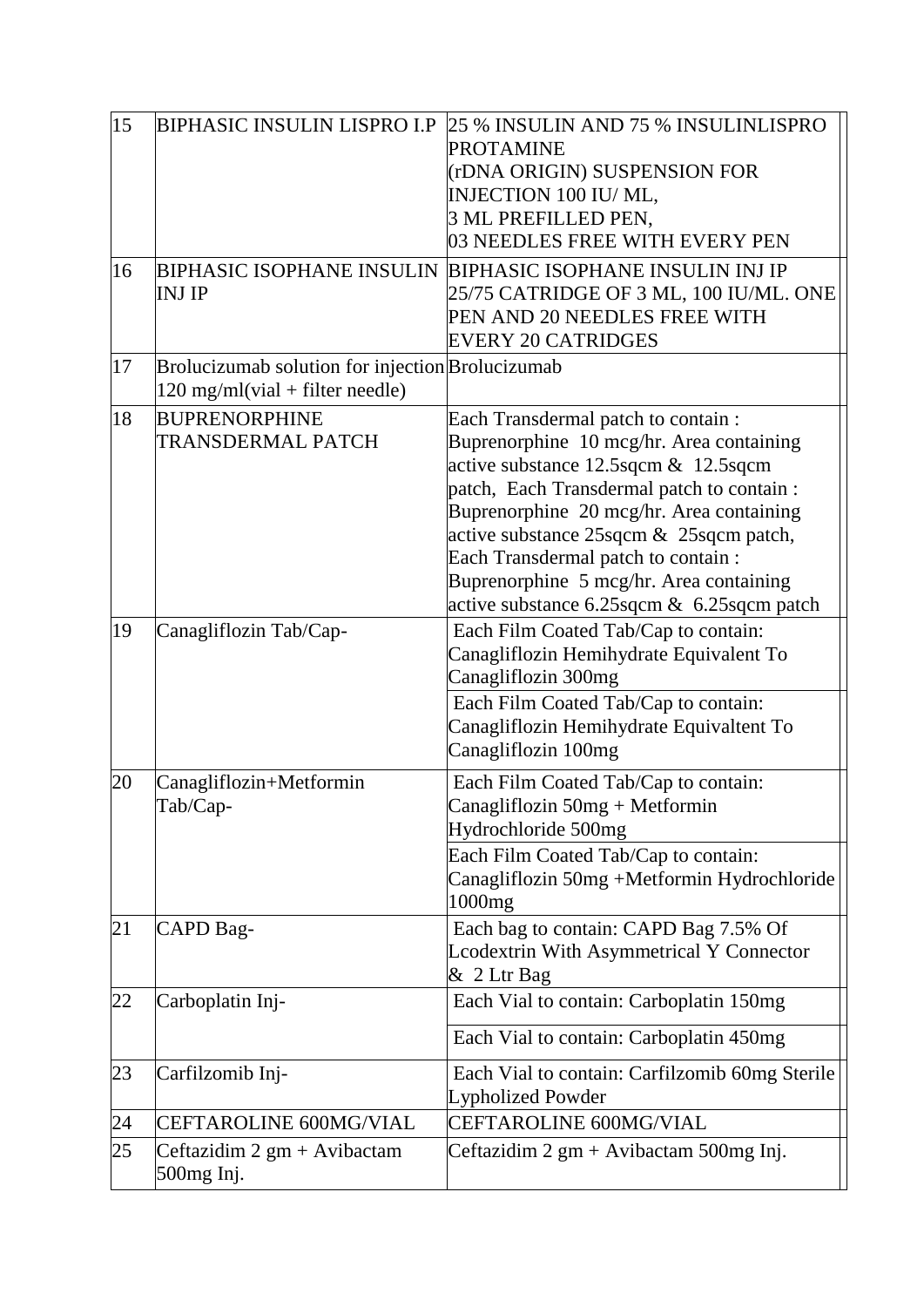| | | | |
|---|---|---|---|
| 15 | BIPHASIC INSULIN LISPRO I.P | 25 % INSULIN AND 75 % INSULINLISPRO PROTAMINE (rDNA ORIGIN) SUSPENSION FOR INJECTION 100 IU/ ML, 3 ML PREFILLED PEN, 03 NEEDLES FREE WITH EVERY PEN | |
| 16 | BIPHASIC ISOPHANE INSULIN INJ IP | BIPHASIC ISOPHANE INSULIN INJ IP 25/75 CATRIDGE OF 3 ML, 100 IU/ML. ONE PEN AND 20 NEEDLES FREE WITH EVERY 20 CATRIDGES | |
| 17 | Brolucizumab solution for injection 120 mg/ml(vial + filter needle) | Brolucizumab | |
| 18 | BUPRENORPHINE TRANSDERMAL PATCH | Each Transdermal patch to contain : Buprenorphine 10 mcg/hr. Area containing active substance 12.5sqcm & 12.5sqcm patch, Each Transdermal patch to contain : Buprenorphine 20 mcg/hr. Area containing active substance 25sqcm & 25sqcm patch, Each Transdermal patch to contain : Buprenorphine 5 mcg/hr. Area containing active substance 6.25sqcm & 6.25sqcm patch | |
| 19 | Canagliflozin Tab/Cap- | Each Film Coated Tab/Cap to contain: Canagliflozin Hemihydrate Equivalent To Canagliflozin 300mg | |
| | | Each Film Coated Tab/Cap to contain: Canagliflozin Hemihydrate Equivaltent To Canagliflozin 100mg | |
| 20 | Canagliflozin+Metformin Tab/Cap- | Each Film Coated Tab/Cap to contain: Canagliflozin 50mg + Metformin Hydrochloride 500mg | |
| | | Each Film Coated Tab/Cap to contain: Canagliflozin 50mg +Metformin Hydrochloride 1000mg | |
| 21 | CAPD Bag- | Each bag to contain: CAPD Bag 7.5% Of Lcodextrin With Asymmetrical Y Connector & 2 Ltr Bag | |
| 22 | Carboplatin Inj- | Each Vial to contain: Carboplatin 150mg | |
| | | Each Vial to contain: Carboplatin 450mg | |
| 23 | Carfilzomib Inj- | Each Vial to contain: Carfilzomib 60mg Sterile Lypholized Powder | |
| 24 | CEFTAROLINE 600MG/VIAL | CEFTAROLINE 600MG/VIAL | |
| 25 | Ceftazidim 2 gm + Avibactam 500mg Inj. | Ceftazidim 2 gm + Avibactam 500mg Inj. | |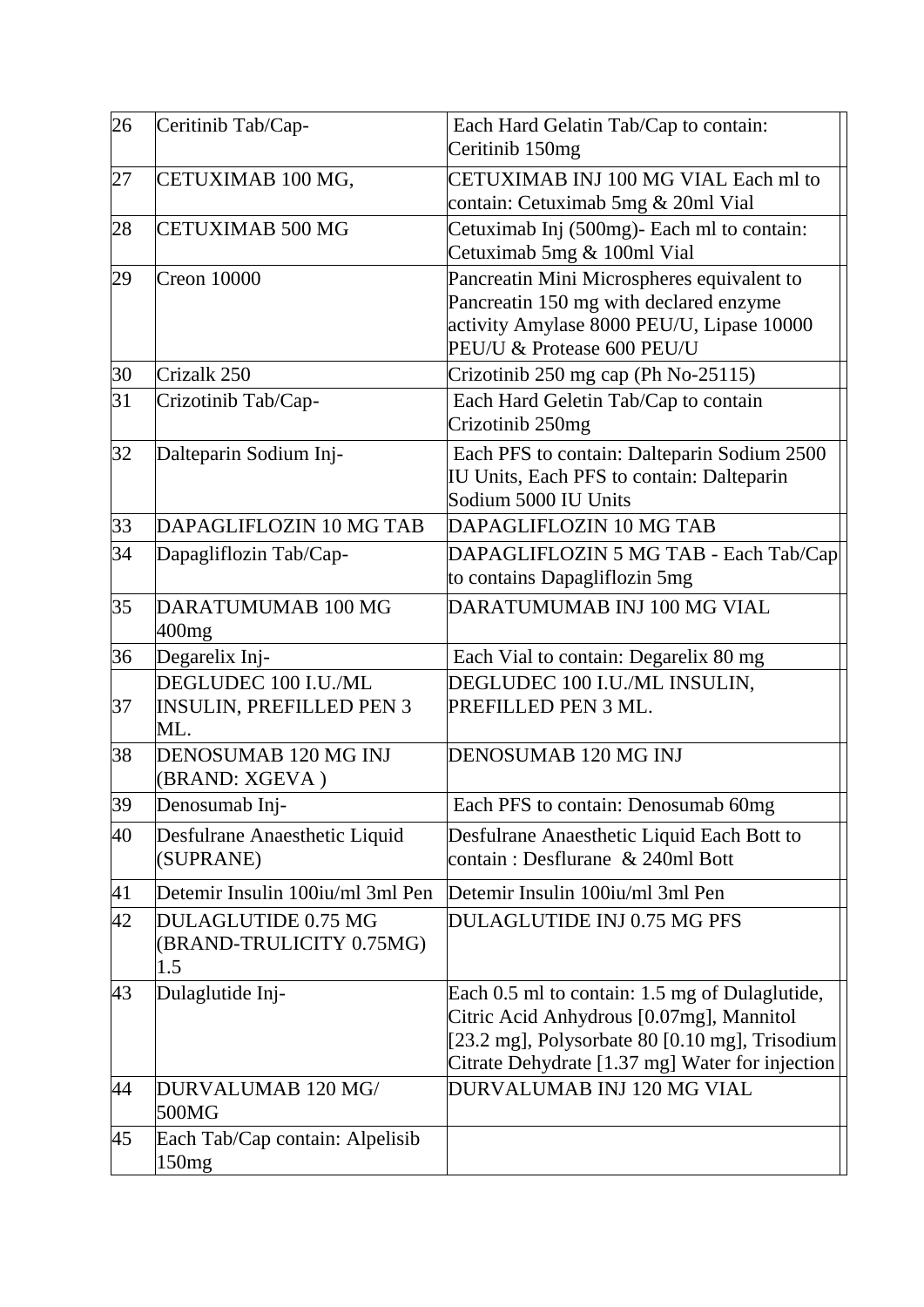| 26 | Ceritinib Tab/Cap- | Each Hard Gelatin Tab/Cap to contain: Ceritinib 150mg | |
|---|---|---|---|
| 27 | CETUXIMAB 100 MG, | CETUXIMAB INJ 100 MG VIAL Each ml to contain: Cetuximab 5mg & 20ml Vial | |
| 28 | CETUXIMAB 500 MG | Cetuximab Inj (500mg)- Each ml to contain: Cetuximab 5mg & 100ml Vial | |
| 29 | Creon 10000 | Pancreatin Mini Microspheres equivalent to Pancreatin 150 mg with declared enzyme activity Amylase 8000 PEU/U, Lipase 10000 PEU/U & Protease 600 PEU/U | |
| 30 | Crizalk 250 | Crizotinib 250 mg cap (Ph No-25115) | |
| 31 | Crizotinib Tab/Cap- | Each Hard Geletin Tab/Cap to contain Crizotinib 250mg | |
| 32 | Dalteparin Sodium Inj- | Each PFS to contain: Dalteparin Sodium 2500 IU Units, Each PFS to contain: Dalteparin Sodium 5000 IU Units | |
| 33 | DAPAGLIFLOZIN 10 MG TAB | DAPAGLIFLOZIN 10 MG TAB | |
| 34 | Dapagliflozin Tab/Cap- | DAPAGLIFLOZIN 5 MG TAB - Each Tab/Cap to contains Dapagliflozin 5mg | |
| 35 | DARATUMUMAB 100 MG 400mg | DARATUMUMAB INJ 100 MG VIAL | |
| 36 | Degarelix Inj- | Each Vial to contain: Degarelix 80 mg | |
| 37 | DEGLUDEC 100 I.U./ML INSULIN, PREFILLED PEN 3 ML. | DEGLUDEC 100 I.U./ML INSULIN, PREFILLED PEN 3 ML. | |
| 38 | DENOSUMAB 120 MG INJ (BRAND: XGEVA ) | DENOSUMAB 120 MG INJ | |
| 39 | Denosumab Inj- | Each PFS to contain: Denosumab 60mg | |
| 40 | Desfulrane Anaesthetic Liquid (SUPRANE) | Desfulrane Anaesthetic Liquid Each Bott to contain : Desflurane & 240ml Bott | |
| 41 | Detemir Insulin 100iu/ml 3ml Pen | Detemir Insulin 100iu/ml 3ml Pen | |
| 42 | DULAGLUTIDE 0.75 MG (BRAND-TRULICITY 0.75MG) 1.5 | DULAGLUTIDE INJ 0.75 MG PFS | |
| 43 | Dulaglutide Inj- | Each 0.5 ml to contain: 1.5 mg of Dulaglutide, Citric Acid Anhydrous [0.07mg], Mannitol [23.2 mg], Polysorbate 80 [0.10 mg], Trisodium Citrate Dehydrate [1.37 mg] Water for injection | |
| 44 | DURVALUMAB 120 MG/ 500MG | DURVALUMAB INJ 120 MG VIAL | |
| 45 | Each Tab/Cap contain: Alpelisib 150mg | | |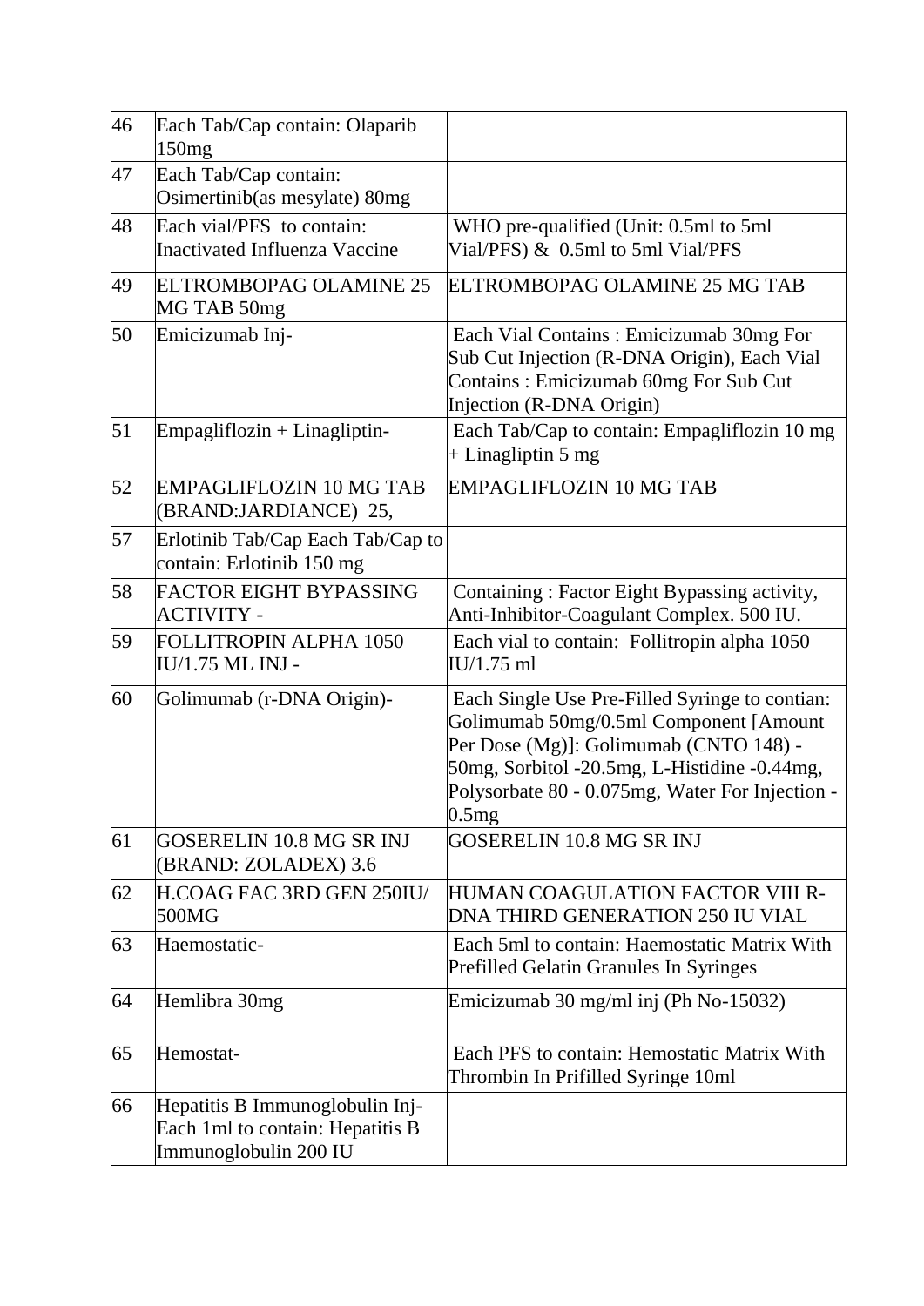| 46 | Each Tab/Cap contain: Olaparib 150mg | | |
|---|---|---|---|
| 47 | Each Tab/Cap contain: Osimertinib(as mesylate) 80mg | | |
| 48 | Each vial/PFS to contain: Inactivated Influenza Vaccine | WHO pre-qualified (Unit: 0.5ml to 5ml Vial/PFS) & 0.5ml to 5ml Vial/PFS | |
| 49 | ELTROMBOPAG OLAMINE 25 MG TAB 50mg | ELTROMBOPAG OLAMINE 25 MG TAB | |
| 50 | Emicizumab Inj- | Each Vial Contains : Emicizumab 30mg For Sub Cut Injection (R-DNA Origin), Each Vial Contains : Emicizumab 60mg For Sub Cut Injection (R-DNA Origin) | |
| 51 | Empagliflozin + Linagliptin- | Each Tab/Cap to contain: Empagliflozin 10 mg + Linagliptin 5 mg | |
| 52 | EMPAGLIFLOZIN 10 MG TAB (BRAND:JARDIANCE) 25, | EMPAGLIFLOZIN 10 MG TAB | |
| 57 | Erlotinib Tab/Cap Each Tab/Cap to contain: Erlotinib 150 mg | | |
| 58 | FACTOR EIGHT BYPASSING ACTIVITY - | Containing : Factor Eight Bypassing activity, Anti-Inhibitor-Coagulant Complex. 500 IU. | |
| 59 | FOLLITROPIN ALPHA 1050 IU/1.75 ML INJ - | Each vial to contain: Follitropin alpha 1050 IU/1.75 ml | |
| 60 | Golimumab (r-DNA Origin)- | Each Single Use Pre-Filled Syringe to contian: Golimumab 50mg/0.5ml Component [Amount Per Dose (Mg)]: Golimumab (CNTO 148) - 50mg, Sorbitol -20.5mg, L-Histidine -0.44mg, Polysorbate 80 - 0.075mg, Water For Injection - 0.5mg | |
| 61 | GOSERELIN 10.8 MG SR INJ (BRAND: ZOLADEX) 3.6 | GOSERELIN 10.8 MG SR INJ | |
| 62 | H.COAG FAC 3RD GEN 250IU/ 500MG | HUMAN COAGULATION FACTOR VIII R-DNA THIRD GENERATION 250 IU VIAL | |
| 63 | Haemostatic- | Each 5ml to contain: Haemostatic Matrix With Prefilled Gelatin Granules In Syringes | |
| 64 | Hemlibra 30mg | Emicizumab 30 mg/ml inj (Ph No-15032) | |
| 65 | Hemostat- | Each PFS to contain: Hemostatic Matrix With Thrombin In Prifilled Syringe 10ml | |
| 66 | Hepatitis B Immunoglobulin Inj- Each 1ml to contain: Hepatitis B Immunoglobulin 200 IU | | |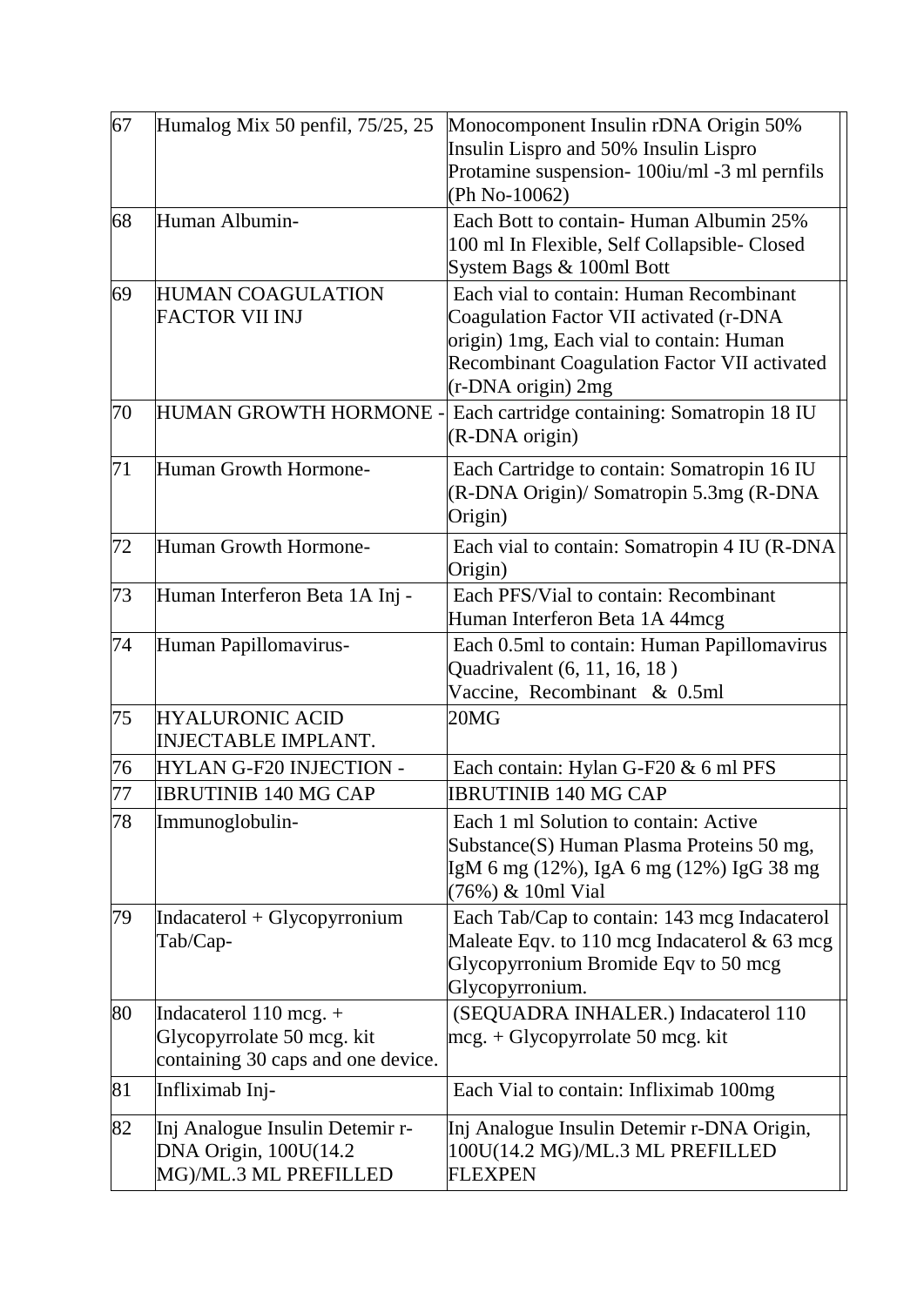| | | |
|---|---|---|
| 67 | Humalog Mix 50 penfil, 75/25, 25 | Monocomponent Insulin rDNA Origin 50% Insulin Lispro and 50% Insulin Lispro Protamine suspension- 100iu/ml -3 ml pernfils (Ph No-10062) |
| 68 | Human Albumin- | Each Bott to contain- Human Albumin 25% 100 ml In Flexible, Self Collapsible- Closed System Bags & 100ml Bott |
| 69 | HUMAN COAGULATION FACTOR VII INJ | Each vial to contain: Human Recombinant Coagulation Factor VII activated (r-DNA origin) 1mg, Each vial to contain: Human Recombinant Coagulation Factor VII activated (r-DNA origin) 2mg |
| 70 | HUMAN GROWTH HORMONE - | Each cartridge containing: Somatropin 18 IU (R-DNA origin) |
| 71 | Human Growth Hormone- | Each Cartridge to contain: Somatropin 16 IU (R-DNA Origin)/ Somatropin 5.3mg (R-DNA Origin) |
| 72 | Human Growth Hormone- | Each vial to contain: Somatropin 4 IU (R-DNA Origin) |
| 73 | Human Interferon Beta 1A Inj - | Each PFS/Vial to contain: Recombinant Human Interferon Beta 1A 44mcg |
| 74 | Human Papillomavirus- | Each 0.5ml to contain: Human Papillomavirus Quadrivalent (6, 11, 16, 18 ) Vaccine, Recombinant & 0.5ml |
| 75 | HYALURONIC ACID INJECTABLE IMPLANT. | 20MG |
| 76 | HYLAN G-F20 INJECTION - | Each contain: Hylan G-F20 & 6 ml PFS |
| 77 | IBRUTINIB 140 MG CAP | IBRUTINIB 140 MG CAP |
| 78 | Immunoglobulin- | Each 1 ml Solution to contain: Active Substance(S) Human Plasma Proteins 50 mg, IgM 6 mg (12%), IgA 6 mg (12%) IgG 38 mg (76%) & 10ml Vial |
| 79 | Indacaterol + Glycopyrronium Tab/Cap- | Each Tab/Cap to contain: 143 mcg Indacaterol Maleate Eqv. to 110 mcg Indacaterol & 63 mcg Glycopyrronium Bromide Eqv to 50 mcg Glycopyrronium. |
| 80 | Indacaterol 110 mcg. + Glycopyrrolate 50 mcg. kit containing 30 caps and one device. | (SEQUADRA INHALER.) Indacaterol 110 mcg. + Glycopyrrolate 50 mcg. kit |
| 81 | Infliximab Inj- | Each Vial to contain: Infliximab 100mg |
| 82 | Inj Analogue Insulin Detemir r-DNA Origin, 100U(14.2 MG)/ML.3 ML PREFILLED | Inj Analogue Insulin Detemir r-DNA Origin, 100U(14.2 MG)/ML.3 ML PREFILLED FLEXPEN |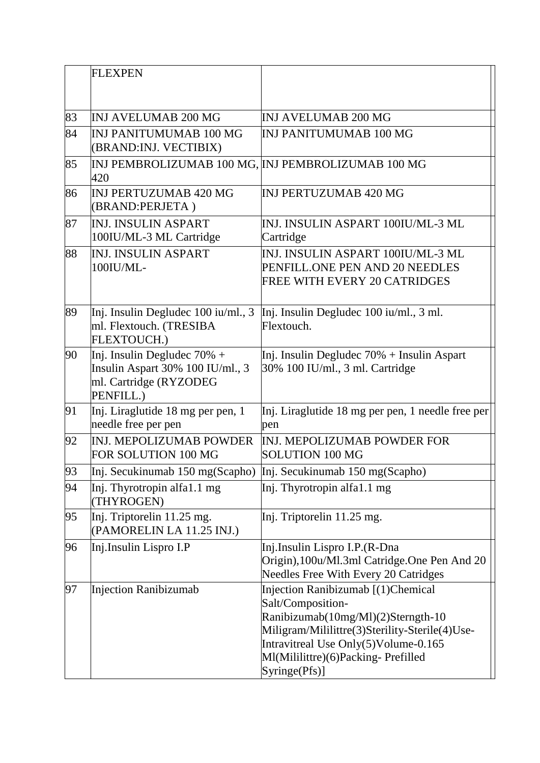|  |  |  |
|---|---|---|
|  | FLEXPEN |  |
| 83 | INJ AVELUMAB 200 MG | INJ AVELUMAB 200 MG |
| 84 | INJ PANITUMUMAB 100 MG (BRAND:INJ. VECTIBIX) | INJ PANITUMUMAB 100 MG |
| 85 | INJ PEMBROLIZUMAB 100 MG, 420 | INJ PEMBROLIZUMAB 100 MG |
| 86 | INJ PERTUZUMAB 420 MG (BRAND:PERJETA ) | INJ PERTUZUMAB 420 MG |
| 87 | INJ. INSULIN ASPART 100IU/ML-3 ML Cartridge | INJ. INSULIN ASPART 100IU/ML-3 ML Cartridge |
| 88 | INJ. INSULIN ASPART 100IU/ML- | INJ. INSULIN ASPART 100IU/ML-3 ML PENFILL.ONE PEN AND 20 NEEDLES FREE WITH EVERY 20 CATRIDGES |
| 89 | Inj. Insulin Degludec 100 iu/ml., 3 ml. Flextouch. (TRESIBA FLEXTOUCH.) | Inj. Insulin Degludec 100 iu/ml., 3 ml. Flextouch. |
| 90 | Inj. Insulin Degludec 70% + Insulin Aspart 30% 100 IU/ml., 3 ml. Cartridge (RYZODEG PENFILL.) | Inj. Insulin Degludec 70% + Insulin Aspart 30% 100 IU/ml., 3 ml. Cartridge |
| 91 | Inj. Liraglutide 18 mg per pen, 1 needle free per pen | Inj. Liraglutide 18 mg per pen, 1 needle free per pen |
| 92 | INJ. MEPOLIZUMAB POWDER FOR SOLUTION 100 MG | INJ. MEPOLIZUMAB POWDER FOR SOLUTION 100 MG |
| 93 | Inj. Secukinumab 150 mg(Scapho) | Inj. Secukinumab 150 mg(Scapho) |
| 94 | Inj. Thyrotropin alfa1.1 mg (THYROGEN) | Inj. Thyrotropin alfa1.1 mg |
| 95 | Inj. Triptorelin 11.25 mg. (PAMORELIN LA 11.25 INJ.) | Inj. Triptorelin 11.25 mg. |
| 96 | Inj.Insulin Lispro I.P | Inj.Insulin Lispro I.P.(R-Dna Origin),100u/Ml.3ml Catridge.One Pen And 20 Needles Free With Every 20 Catridges |
| 97 | Injection Ranibizumab | Injection Ranibizumab [(1)Chemical Salt/Composition-Ranibizumab(10mg/Ml)(2)Sterngth-10 Miligram/Mililittre(3)Sterility-Sterile(4)Use-Intravitreal Use Only(5)Volume-0.165 Ml(Mililittre)(6)Packing- Prefilled Syringe(Pfs)] |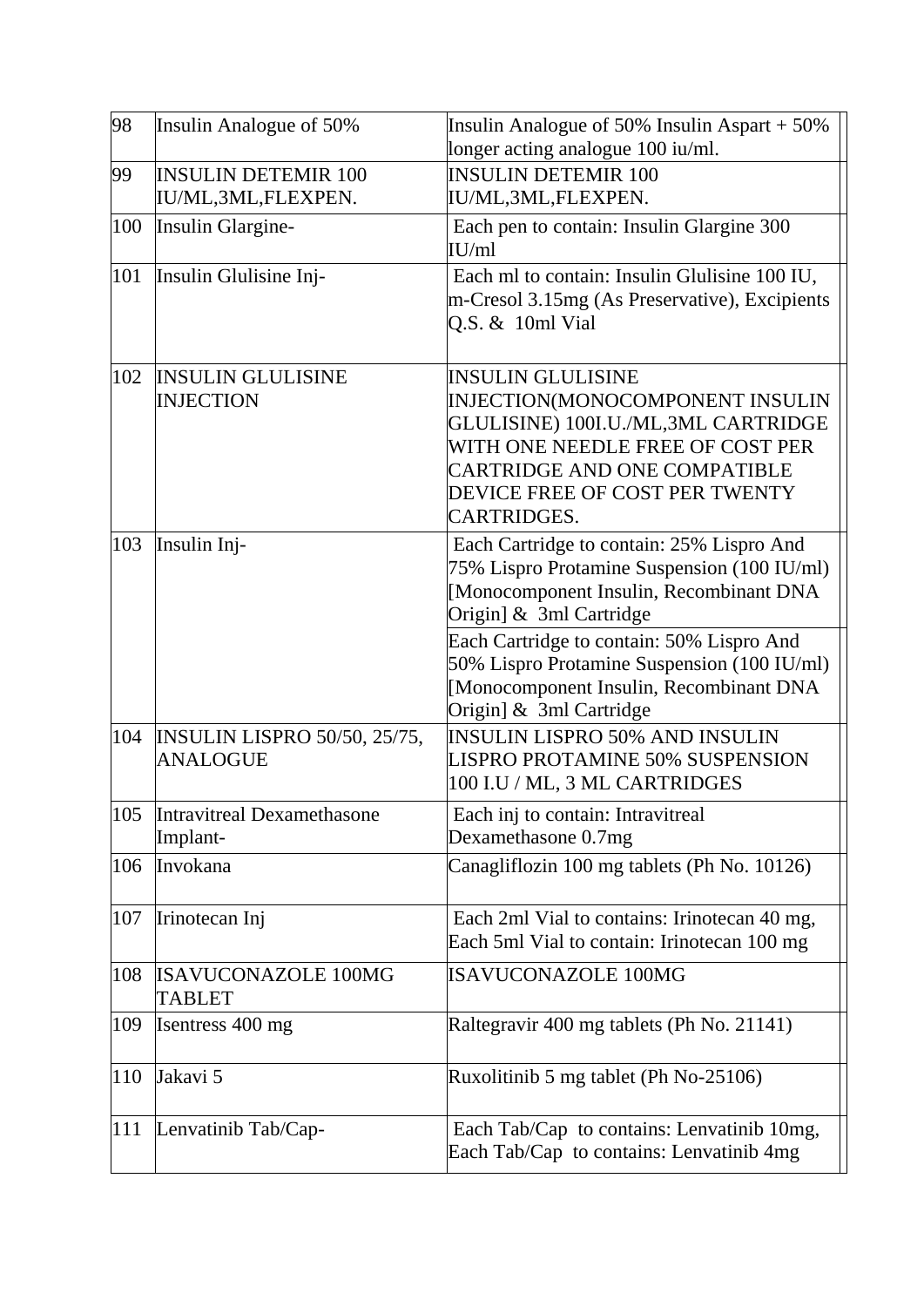| 98 | Insulin Analogue of 50% | Insulin Analogue of 50% Insulin Aspart + 50% longer acting analogue 100 iu/ml. | |
|---|---|---|---|
| 99 | INSULIN DETEMIR 100 IU/ML,3ML,FLEXPEN. | INSULIN DETEMIR 100 IU/ML,3ML,FLEXPEN. | |
| 100 | Insulin Glargine- | Each pen to contain: Insulin Glargine 300 IU/ml | |
| 101 | Insulin Glulisine Inj- | Each ml to contain: Insulin Glulisine 100 IU, m-Cresol 3.15mg (As Preservative), Excipients Q.S. & 10ml Vial | |
| 102 | INSULIN GLULISINE INJECTION | INSULIN GLULISINE INJECTION(MONOCOMPONENT INSULIN GLULISINE) 100I.U./ML,3ML CARTRIDGE WITH ONE NEEDLE FREE OF COST PER CARTRIDGE AND ONE COMPATIBLE DEVICE FREE OF COST PER TWENTY CARTRIDGES. | |
| 103 | Insulin Inj- | Each Cartridge to contain: 25% Lispro And 75% Lispro Protamine Suspension (100 IU/ml) [Monocomponent Insulin, Recombinant DNA Origin] & 3ml Cartridge | |
| | | Each Cartridge to contain: 50% Lispro And 50% Lispro Protamine Suspension (100 IU/ml) [Monocomponent Insulin, Recombinant DNA Origin] & 3ml Cartridge | |
| 104 | INSULIN LISPRO 50/50, 25/75, ANALOGUE | INSULIN LISPRO 50% AND INSULIN LISPRO PROTAMINE 50% SUSPENSION 100 I.U / ML, 3 ML CARTRIDGES | |
| 105 | Intravitreal Dexamethasone Implant- | Each inj to contain: Intravitreal Dexamethasone 0.7mg | |
| 106 | Invokana | Canagliflozin 100 mg tablets (Ph No. 10126) | |
| 107 | Irinotecan Inj | Each 2ml Vial to contains: Irinotecan 40 mg, Each 5ml Vial to contain: Irinotecan 100 mg | |
| 108 | ISAVUCONAZOLE 100MG TABLET | ISAVUCONAZOLE 100MG | |
| 109 | Isentress 400 mg | Raltegravir 400 mg tablets (Ph No. 21141) | |
| 110 | Jakavi 5 | Ruxolitinib 5 mg tablet (Ph No-25106) | |
| 111 | Lenvatinib Tab/Cap- | Each Tab/Cap to contains: Lenvatinib 10mg, Each Tab/Cap to contains: Lenvatinib 4mg | |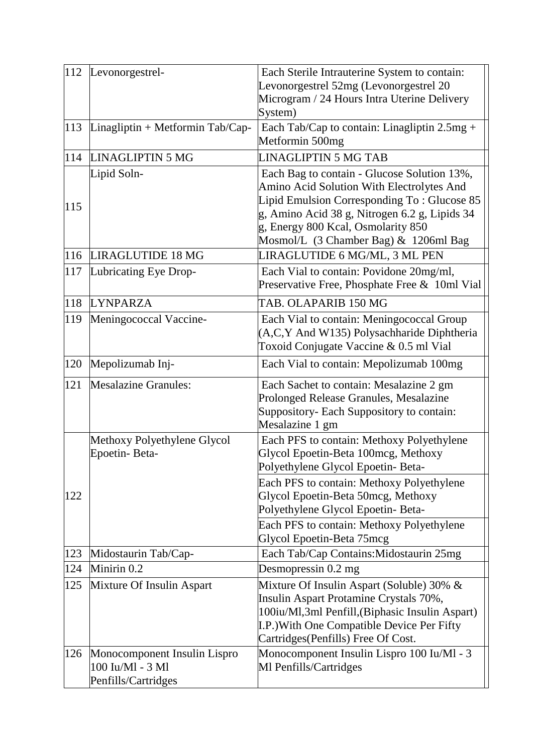| | | |
|---|---|---|
| 112 | Levonorgestrel- | Each Sterile Intrauterine System to contain: Levonorgestrel 52mg (Levonorgestrel 20 Microgram / 24 Hours Intra Uterine Delivery System) |
| 113 | Linagliptin + Metformin Tab/Cap- | Each Tab/Cap to contain: Linagliptin 2.5mg + Metformin 500mg |
| 114 | LINAGLIPTIN 5 MG | LINAGLIPTIN 5 MG TAB |
| 115 | Lipid Soln- | Each Bag to contain - Glucose Solution 13%, Amino Acid Solution With Electrolytes And Lipid Emulsion Corresponding To : Glucose 85 g, Amino Acid 38 g, Nitrogen 6.2 g, Lipids 34 g, Energy 800 Kcal, Osmolarity 850 Mosmol/L (3 Chamber Bag) & 1206ml Bag |
| 116 | LIRAGLUTIDE 18 MG | LIRAGLUTIDE 6 MG/ML, 3 ML PEN |
| 117 | Lubricating Eye Drop- | Each Vial to contain: Povidone 20mg/ml, Preservative Free, Phosphate Free & 10ml Vial |
| 118 | LYNPARZA | TAB. OLAPARIB 150 MG |
| 119 | Meningococcal Vaccine- | Each Vial to contain: Meningococcal Group (A,C,Y And W135) Polysachharide Diphtheria Toxoid Conjugate Vaccine & 0.5 ml Vial |
| 120 | Mepolizumab Inj- | Each Vial to contain: Mepolizumab 100mg |
| 121 | Mesalazine Granules: | Each Sachet to contain: Mesalazine 2 gm Prolonged Release Granules, Mesalazine Suppository- Each Suppository to contain: Mesalazine 1 gm |
| 122 | Methoxy Polyethylene Glycol Epoetin- Beta- | Each PFS to contain: Methoxy Polyethylene Glycol Epoetin-Beta 100mcg, Methoxy Polyethylene Glycol Epoetin- Beta- |
| | | Each PFS to contain: Methoxy Polyethylene Glycol Epoetin-Beta 50mcg, Methoxy Polyethylene Glycol Epoetin- Beta- |
| | | Each PFS to contain: Methoxy Polyethylene Glycol Epoetin-Beta 75mcg |
| 123 | Midostaurin Tab/Cap- | Each Tab/Cap Contains:Midostaurin 25mg |
| 124 | Minirin 0.2 | Desmopressin 0.2 mg |
| 125 | Mixture Of Insulin Aspart | Mixture Of Insulin Aspart (Soluble) 30% & Insulin Aspart Protamine Crystals 70%, 100iu/Ml,3ml Penfill,(Biphasic Insulin Aspart) I.P.)With One Compatible Device Per Fifty Cartridges(Penfills) Free Of Cost. |
| 126 | Monocomponent Insulin Lispro 100 Iu/Ml - 3 Ml Penfills/Cartridges | Monocomponent Insulin Lispro 100 Iu/Ml - 3 Ml Penfills/Cartridges |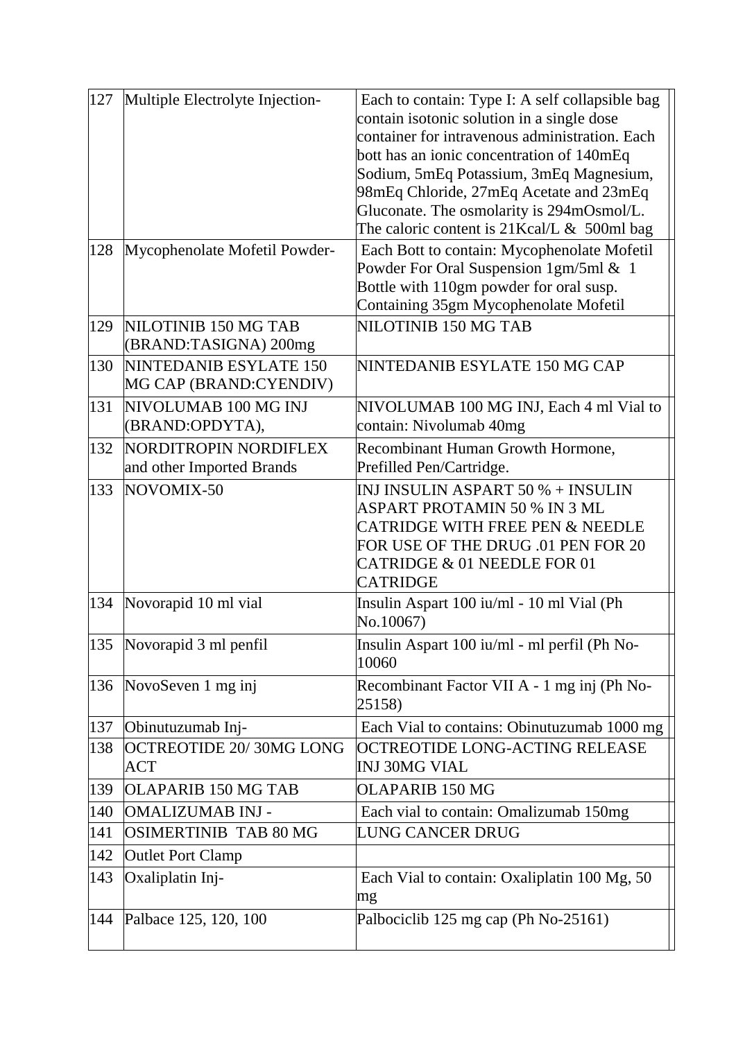| | | |
|---|---|---|
| 127 | Multiple Electrolyte Injection- | Each to contain: Type I: A self collapsible bag contain isotonic solution in a single dose container for intravenous administration. Each bott has an ionic concentration of 140mEq Sodium, 5mEq Potassium, 3mEq Magnesium, 98mEq Chloride, 27mEq Acetate and 23mEq Gluconate. The osmolarity is 294mOsmol/L. The caloric content is 21Kcal/L & 500ml bag |
| 128 | Mycophenolate Mofetil Powder- | Each Bott to contain: Mycophenolate Mofetil Powder For Oral Suspension 1gm/5ml & 1 Bottle with 110gm powder for oral susp. Containing 35gm Mycophenolate Mofetil |
| 129 | NILOTINIB 150 MG TAB (BRAND:TASIGNA) 200mg | NILOTINIB 150 MG TAB |
| 130 | NINTEDANIB ESYLATE 150 MG CAP (BRAND:CYENDIV) | NINTEDANIB ESYLATE 150 MG CAP |
| 131 | NIVOLUMAB 100 MG INJ (BRAND:OPDYTA), | NIVOLUMAB 100 MG INJ, Each 4 ml Vial to contain: Nivolumab 40mg |
| 132 | NORDITROPIN NORDIFLEX and other Imported Brands | Recombinant Human Growth Hormone, Prefilled Pen/Cartridge. |
| 133 | NOVOMIX-50 | INJ INSULIN ASPART 50 % + INSULIN ASPART PROTAMIN 50 % IN 3 ML CATRIDGE WITH FREE PEN & NEEDLE FOR USE OF THE DRUG .01 PEN FOR 20 CATRIDGE & 01 NEEDLE FOR 01 CATRIDGE |
| 134 | Novorapid 10 ml vial | Insulin Aspart 100 iu/ml - 10 ml Vial (Ph No.10067) |
| 135 | Novorapid 3 ml penfil | Insulin Aspart 100 iu/ml - ml perfil (Ph No-10060 |
| 136 | NovoSeven 1 mg inj | Recombinant Factor VII A - 1 mg inj (Ph No-25158) |
| 137 | Obinutuzumab Inj- | Each Vial to contains: Obinutuzumab 1000 mg |
| 138 | OCTREOTIDE 20/ 30MG LONG ACT | OCTREOTIDE LONG-ACTING RELEASE INJ 30MG VIAL |
| 139 | OLAPARIB 150 MG TAB | OLAPARIB 150 MG |
| 140 | OMALIZUMAB INJ - | Each vial to contain: Omalizumab 150mg |
| 141 | OSIMERTINIB TAB 80 MG | LUNG CANCER DRUG |
| 142 | Outlet Port Clamp | |
| 143 | Oxaliplatin Inj- | Each Vial to contain: Oxaliplatin 100 Mg, 50 mg |
| 144 | Palbace 125, 120, 100 | Palbociclib 125 mg cap (Ph No-25161) |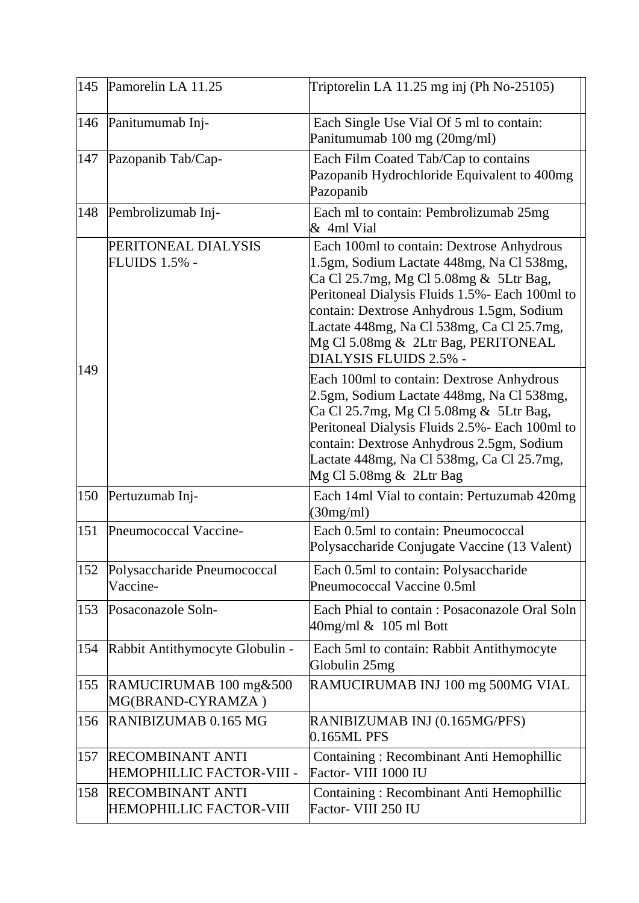| 145 | Pamorelin LA 11.25 | Triptorelin LA 11.25 mg inj (Ph No-25105) |
|---|---|---|
| 146 | Panitumumab Inj- | Each Single Use Vial Of 5 ml to contain: Panitumumab 100 mg (20mg/ml) |
| 147 | Pazopanib Tab/Cap- | Each Film Coated Tab/Cap to contains Pazopanib Hydrochloride Equivalent to 400mg Pazopanib |
| 148 | Pembrolizumab Inj- | Each ml to contain: Pembrolizumab 25mg & 4ml Vial |
| 149 | PERITONEAL DIALYSIS FLUIDS 1.5% - | Each 100ml to contain: Dextrose Anhydrous 1.5gm, Sodium Lactate 448mg, Na Cl 538mg, Ca Cl 25.7mg, Mg Cl 5.08mg & 5Ltr Bag, Peritoneal Dialysis Fluids 1.5%- Each 100ml to contain: Dextrose Anhydrous 1.5gm, Sodium Lactate 448mg, Na Cl 538mg, Ca Cl 25.7mg, Mg Cl 5.08mg & 2Ltr Bag, PERITONEAL DIALYSIS FLUIDS 2.5% - |
| | | Each 100ml to contain: Dextrose Anhydrous 2.5gm, Sodium Lactate 448mg, Na Cl 538mg, Ca Cl 25.7mg, Mg Cl 5.08mg & 5Ltr Bag, Peritoneal Dialysis Fluids 2.5%- Each 100ml to contain: Dextrose Anhydrous 2.5gm, Sodium Lactate 448mg, Na Cl 538mg, Ca Cl 25.7mg, Mg Cl 5.08mg & 2Ltr Bag |
| 150 | Pertuzumab Inj- | Each 14ml Vial to contain: Pertuzumab 420mg (30mg/ml) |
| 151 | Pneumococcal Vaccine- | Each 0.5ml to contain: Pneumococcal Polysaccharide Conjugate Vaccine (13 Valent) |
| 152 | Polysaccharide Pneumococcal Vaccine- | Each 0.5ml to contain: Polysaccharide Pneumococcal Vaccine 0.5ml |
| 153 | Posaconazole Soln- | Each Phial to contain : Posaconazole Oral Soln 40mg/ml & 105 ml Bott |
| 154 | Rabbit Antithymocyte Globulin - | Each 5ml to contain: Rabbit Antithymocyte Globulin 25mg |
| 155 | RAMUCIRUMAB 100 mg&500 MG(BRAND-CYRAMZA ) | RAMUCIRUMAB INJ 100 mg 500MG VIAL |
| 156 | RANIBIZUMAB 0.165 MG | RANIBIZUMAB INJ (0.165MG/PFS) 0.165ML PFS |
| 157 | RECOMBINANT ANTI HEMOPHILLIC FACTOR-VIII - | Containing : Recombinant Anti Hemophillic Factor- VIII 1000 IU |
| 158 | RECOMBINANT ANTI HEMOPHILLIC FACTOR-VIII | Containing : Recombinant Anti Hemophillic Factor- VIII 250 IU |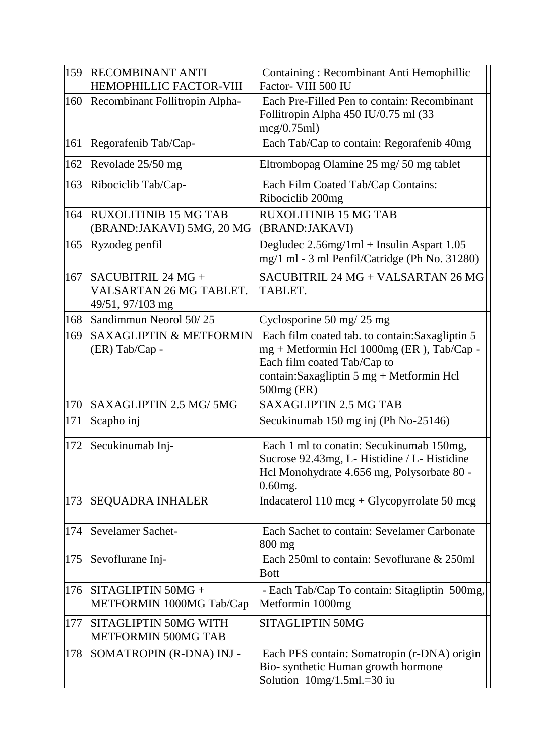| 159 | RECOMBINANT ANTI HEMOPHILLIC FACTOR-VIII | Containing : Recombinant Anti Hemophillic Factor- VIII 500 IU | |
|---|---|---|---|
| 160 | Recombinant Follitropin Alpha- | Each Pre-Filled Pen to contain: Recombinant Follitropin Alpha 450 IU/0.75 ml (33 mcg/0.75ml) | |
| 161 | Regorafenib Tab/Cap- | Each Tab/Cap to contain: Regorafenib 40mg | |
| 162 | Revolade 25/50 mg | Eltrombopag Olamine 25 mg/ 50 mg tablet | |
| 163 | Ribociclib Tab/Cap- | Each Film Coated Tab/Cap Contains: Ribociclib 200mg | |
| 164 | RUXOLITINIB 15 MG TAB (BRAND:JAKAVI) 5MG, 20 MG | RUXOLITINIB 15 MG TAB (BRAND:JAKAVI) | |
| 165 | Ryzodeg penfil | Degludec 2.56mg/1ml + Insulin Aspart 1.05 mg/1 ml - 3 ml Penfil/Catridge (Ph No. 31280) | |
| 167 | SACUBITRIL 24 MG + VALSARTAN 26 MG TABLET. 49/51, 97/103 mg | SACUBITRIL 24 MG + VALSARTAN 26 MG TABLET. | |
| 168 | Sandimmun Neorol 50/ 25 | Cyclosporine 50 mg/ 25 mg | |
| 169 | SAXAGLIPTIN & METFORMIN (ER) Tab/Cap - | Each film coated tab. to contain:Saxagliptin 5 mg + Metformin Hcl 1000mg (ER ), Tab/Cap - Each film coated Tab/Cap to contain:Saxagliptin 5 mg + Metformin Hcl 500mg (ER) | |
| 170 | SAXAGLIPTIN 2.5 MG/ 5MG | SAXAGLIPTIN 2.5 MG TAB | |
| 171 | Scapho inj | Secukinumab 150 mg inj (Ph No-25146) | |
| 172 | Secukinumab Inj- | Each 1 ml to conatin: Secukinumab 150mg, Sucrose 92.43mg, L- Histidine / L- Histidine Hcl Monohydrate 4.656 mg, Polysorbate 80 - 0.60mg. | |
| 173 | SEQUADRA INHALER | Indacaterol 110 mcg + Glycopyrrolate 50 mcg | |
| 174 | Sevelamer Sachet- | Each Sachet to contain: Sevelamer Carbonate 800 mg | |
| 175 | Sevoflurane Inj- | Each 250ml to contain: Sevoflurane & 250ml Bott | |
| 176 | SITAGLIPTIN 50MG + METFORMIN 1000MG Tab/Cap | - Each Tab/Cap To contain: Sitagliptin 500mg, Metformin 1000mg | |
| 177 | SITAGLIPTIN 50MG WITH METFORMIN 500MG TAB | SITAGLIPTIN 50MG | |
| 178 | SOMATROPIN (R-DNA) INJ - | Each PFS contain: Somatropin (r-DNA) origin Bio- synthetic Human growth hormone Solution 10mg/1.5ml.=30 iu | |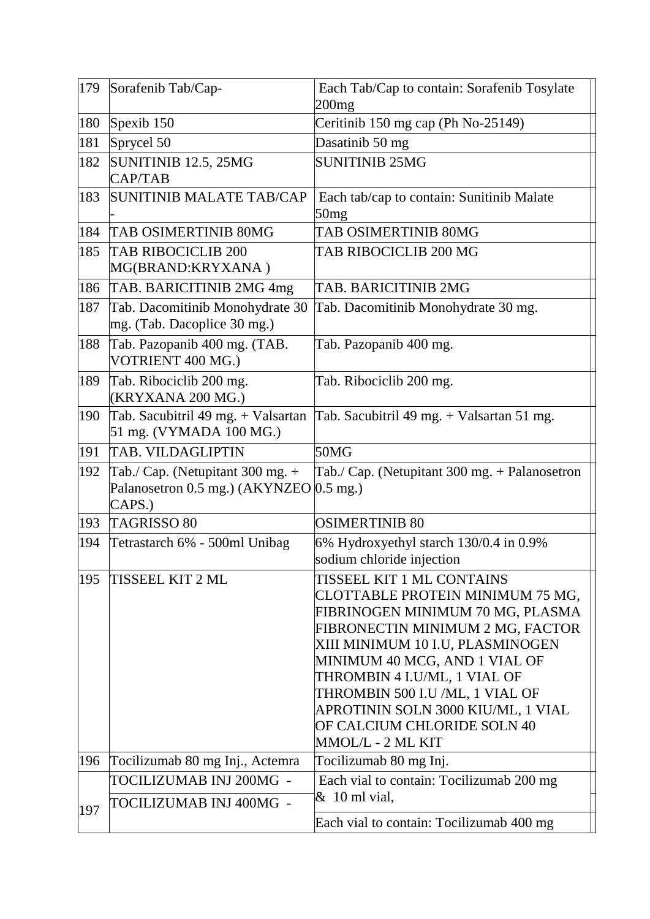| | | | |
|---|---|---|---|
| 179 | Sorafenib Tab/Cap- | Each Tab/Cap to contain: Sorafenib Tosylate 200mg | |
| 180 | Spexib 150 | Ceritinib 150 mg cap (Ph No-25149) | |
| 181 | Sprycel 50 | Dasatinib 50 mg | |
| 182 | SUNITINIB 12.5, 25MG CAP/TAB | SUNITINIB 25MG | |
| 183 | SUNITINIB MALATE TAB/CAP - | Each tab/cap to contain: Sunitinib Malate 50mg | |
| 184 | TAB OSIMERTINIB 80MG | TAB OSIMERTINIB 80MG | |
| 185 | TAB RIBOCICLIB 200 MG(BRAND:KRYXANA ) | TAB RIBOCICLIB 200 MG | |
| 186 | TAB. BARICITINIB 2MG 4mg | TAB. BARICITINIB 2MG | |
| 187 | Tab. Dacomitinib Monohydrate 30 mg. (Tab. Dacoplice 30 mg.) | Tab. Dacomitinib Monohydrate 30 mg. | |
| 188 | Tab. Pazopanib 400 mg. (TAB. VOTRIENT 400 MG.) | Tab. Pazopanib 400 mg. | |
| 189 | Tab. Ribociclib 200 mg. (KRYXANA 200 MG.) | Tab. Ribociclib 200 mg. | |
| 190 | Tab. Sacubitril 49 mg. + Valsartan 51 mg. (VYMADA 100 MG.) | Tab. Sacubitril 49 mg. + Valsartan 51 mg. | |
| 191 | TAB. VILDAGLIPTIN | 50MG | |
| 192 | Tab./ Cap. (Netupitant 300 mg. + Palanosetron 0.5 mg.) (AKYNZEO CAPS.) | Tab./ Cap. (Netupitant 300 mg. + Palanosetron 0.5 mg.) | |
| 193 | TAGRISSO 80 | OSIMERTINIB 80 | |
| 194 | Tetrastarch 6% - 500ml Unibag | 6% Hydroxyethyl starch 130/0.4 in 0.9% sodium chloride injection | |
| 195 | TISSEEL KIT 2 ML | TISSEEL KIT 1 ML CONTAINS CLOTTABLE PROTEIN MINIMUM 75 MG, FIBRINOGEN MINIMUM 70 MG, PLASMA FIBRONECTIN MINIMUM 2 MG, FACTOR XIII MINIMUM 10 I.U, PLASMINOGEN MINIMUM 40 MCG, AND 1 VIAL OF THROMBIN 4 I.U/ML, 1 VIAL OF THROMBIN 500 I.U /ML, 1 VIAL OF APROTININ SOLN 3000 KIU/ML, 1 VIAL OF CALCIUM CHLORIDE SOLN 40 MMOL/L - 2 ML KIT | |
| 196 | Tocilizumab 80 mg Inj., Actemra | Tocilizumab 80 mg Inj. | |
| 197 | TOCILIZUMAB INJ 200MG - | Each vial to contain: Tocilizumab 200 mg & 10 ml vial, | |
| | TOCILIZUMAB INJ 400MG - | Each vial to contain: Tocilizumab 400 mg | |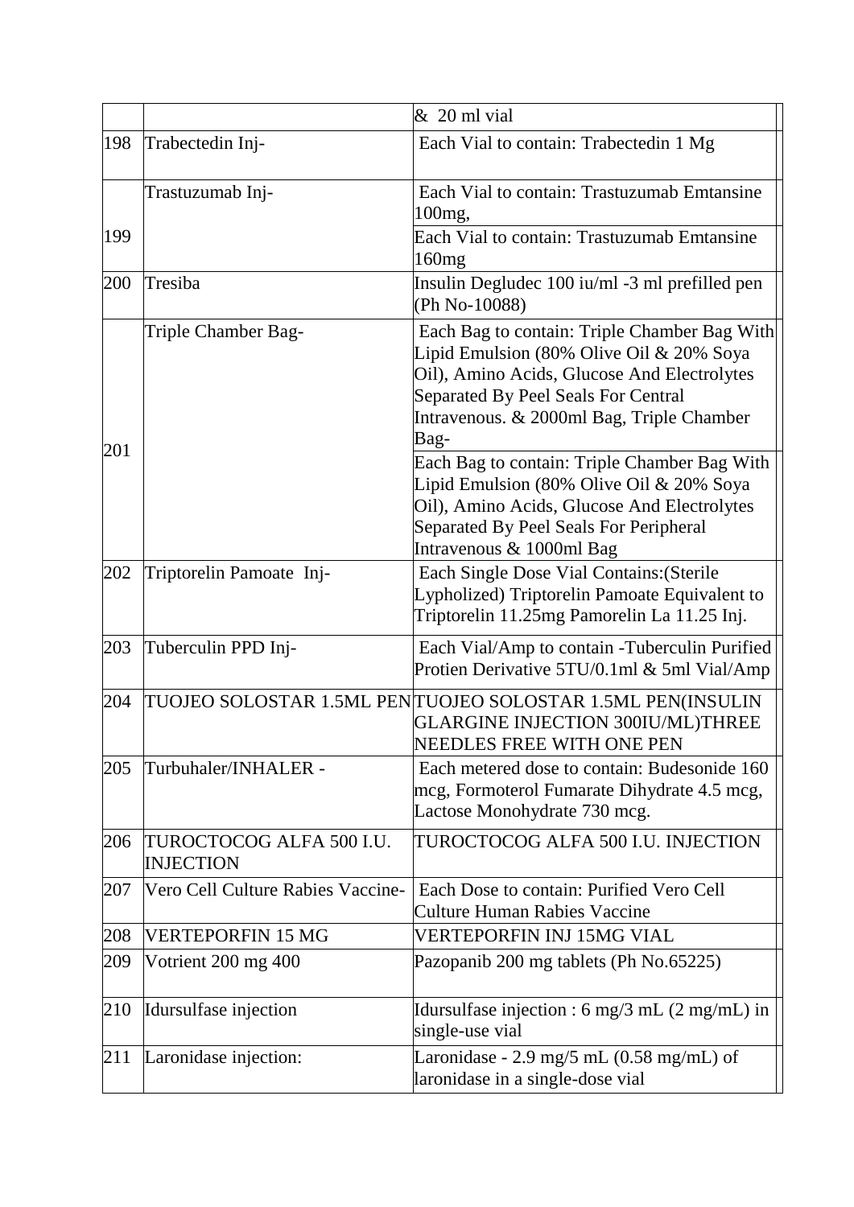| | | & 20 ml vial |
|---|---|---|
| 198 | Trabectedin Inj- | Each Vial to contain: Trabectedin 1 Mg |
| 199 | Trastuzumab Inj- | Each Vial to contain: Trastuzumab Emtansine 100mg, |
| | | Each Vial to contain: Trastuzumab Emtansine 160mg |
| 200 | Tresiba | Insulin Degludec 100 iu/ml -3 ml prefilled pen (Ph No-10088) |
| 201 | Triple Chamber Bag- | Each Bag to contain: Triple Chamber Bag With Lipid Emulsion (80% Olive Oil & 20% Soya Oil), Amino Acids, Glucose And Electrolytes Separated By Peel Seals For Central Intravenous. & 2000ml Bag, Triple Chamber Bag- |
| | | Each Bag to contain: Triple Chamber Bag With Lipid Emulsion (80% Olive Oil & 20% Soya Oil), Amino Acids, Glucose And Electrolytes Separated By Peel Seals For Peripheral Intravenous & 1000ml Bag |
| 202 | Triptorelin Pamoate Inj- | Each Single Dose Vial Contains:(Sterile Lypholized) Triptorelin Pamoate Equivalent to Triptorelin 11.25mg Pamorelin La 11.25 Inj. |
| 203 | Tuberculin PPD Inj- | Each Vial/Amp to contain -Tuberculin Purified Protien Derivative 5TU/0.1ml & 5ml Vial/Amp |
| 204 | TUOJEO SOLOSTAR 1.5ML PEN | TUOJEO SOLOSTAR 1.5ML PEN(INSULIN GLARGINE INJECTION 300IU/ML)THREE NEEDLES FREE WITH ONE PEN |
| 205 | Turbuhaler/INHALER - | Each metered dose to contain: Budesonide 160 mcg, Formoterol Fumarate Dihydrate 4.5 mcg, Lactose Monohydrate 730 mcg. |
| 206 | TUROCTOCOG ALFA 500 I.U. INJECTION | TUROCTOCOG ALFA 500 I.U. INJECTION |
| 207 | Vero Cell Culture Rabies Vaccine- | Each Dose to contain: Purified Vero Cell Culture Human Rabies Vaccine |
| 208 | VERTEPORFIN 15 MG | VERTEPORFIN INJ 15MG VIAL |
| 209 | Votrient 200 mg 400 | Pazopanib 200 mg tablets (Ph No.65225) |
| 210 | Idursulfase injection | Idursulfase injection : 6 mg/3 mL (2 mg/mL) in single-use vial |
| 211 | Laronidase injection: | Laronidase - 2.9 mg/5 mL (0.58 mg/mL) of laronidase in a single-dose vial |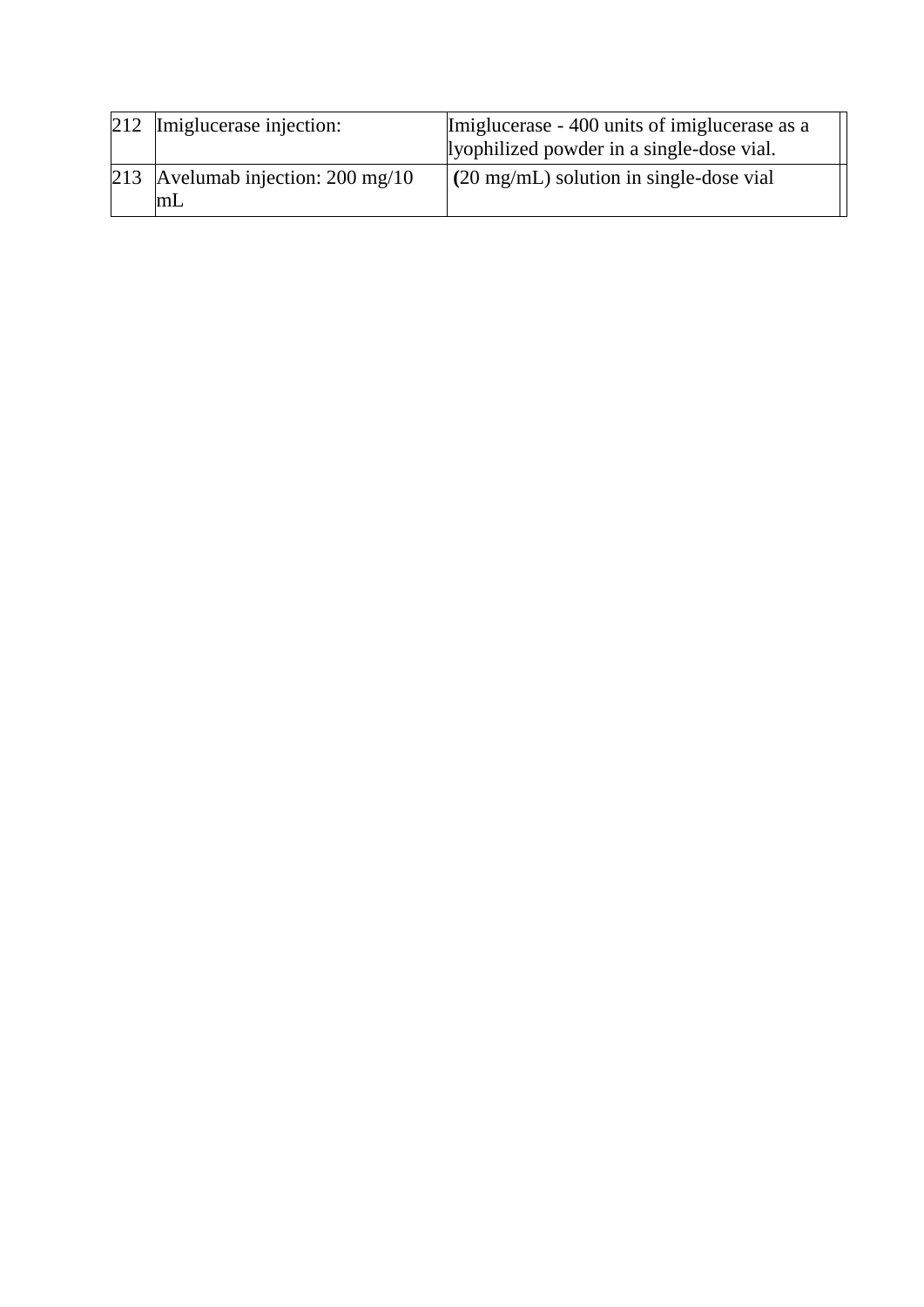| | | | |
|---|---|---|---|
| 212 | Imiglucerase injection: | Imiglucerase - 400 units of imiglucerase as a lyophilized powder in a single-dose vial. | |
| 213 | Avelumab injection: 200 mg/10 mL | **(**20 mg/mL) solution in single-dose vial | |